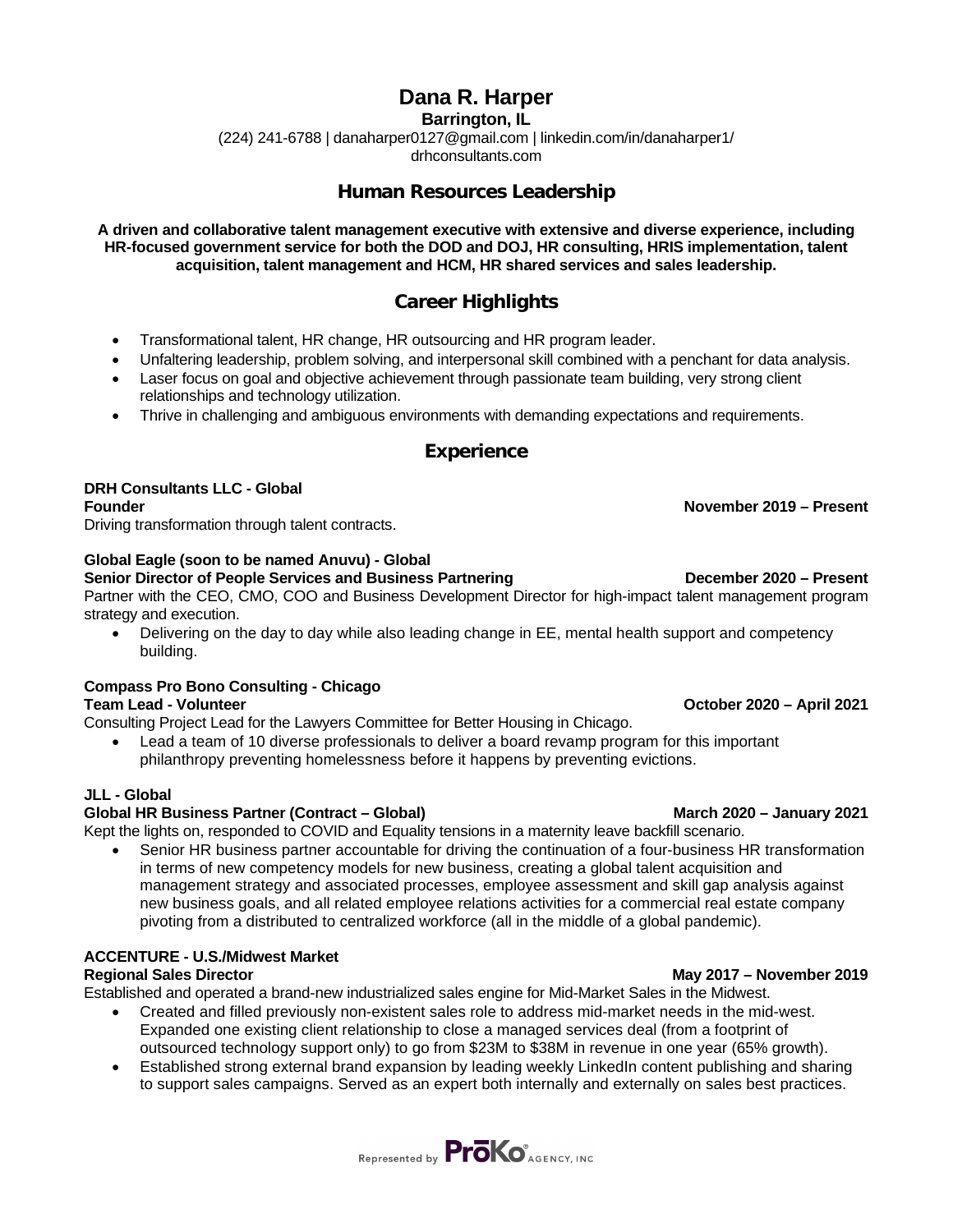# Dana R. Harper

**Barrington, IL**

(224) 241-6788 | danaharper0127@gmail.com | linkedin.com/in/danaharper1/
drhconsultants.com

## Human Resources Leadership

**A driven and collaborative talent management executive with extensive and diverse experience, including HR-focused government service for both the DOD and DOJ, HR consulting, HRIS implementation, talent acquisition, talent management and HCM, HR shared services and sales leadership.**

## Career Highlights

- Transformational talent, HR change, HR outsourcing and HR program leader.
- Unfaltering leadership, problem solving, and interpersonal skill combined with a penchant for data analysis.
- Laser focus on goal and objective achievement through passionate team building, very strong client relationships and technology utilization.
- Thrive in challenging and ambiguous environments with demanding expectations and requirements.

## Experience

**DRH Consultants LLC - Global**
**Founder** — **November 2019 – Present**

Driving transformation through talent contracts.

**Global Eagle (soon to be named Anuvu) - Global**
**Senior Director of People Services and Business Partnering** — **December 2020 – Present**

Partner with the CEO, CMO, COO and Business Development Director for high-impact talent management program strategy and execution.

- Delivering on the day to day while also leading change in EE, mental health support and competency building.

**Compass Pro Bono Consulting - Chicago**
**Team Lead - Volunteer** — **October 2020 – April 2021**

Consulting Project Lead for the Lawyers Committee for Better Housing in Chicago.

- Lead a team of 10 diverse professionals to deliver a board revamp program for this important philanthropy preventing homelessness before it happens by preventing evictions.

**JLL - Global**
**Global HR Business Partner (Contract – Global)** — **March 2020 – January 2021**

Kept the lights on, responded to COVID and Equality tensions in a maternity leave backfill scenario.

- Senior HR business partner accountable for driving the continuation of a four-business HR transformation in terms of new competency models for new business, creating a global talent acquisition and management strategy and associated processes, employee assessment and skill gap analysis against new business goals, and all related employee relations activities for a commercial real estate company pivoting from a distributed to centralized workforce (all in the middle of a global pandemic).

**ACCENTURE - U.S./Midwest Market**
**Regional Sales Director** — **May 2017 – November 2019**

Established and operated a brand-new industrialized sales engine for Mid-Market Sales in the Midwest.

- Created and filled previously non-existent sales role to address mid-market needs in the mid-west. Expanded one existing client relationship to close a managed services deal (from a footprint of outsourced technology support only) to go from $23M to $38M in revenue in one year (65% growth).
- Established strong external brand expansion by leading weekly LinkedIn content publishing and sharing to support sales campaigns. Served as an expert both internally and externally on sales best practices.

Represented by ProKo AGENCY, INC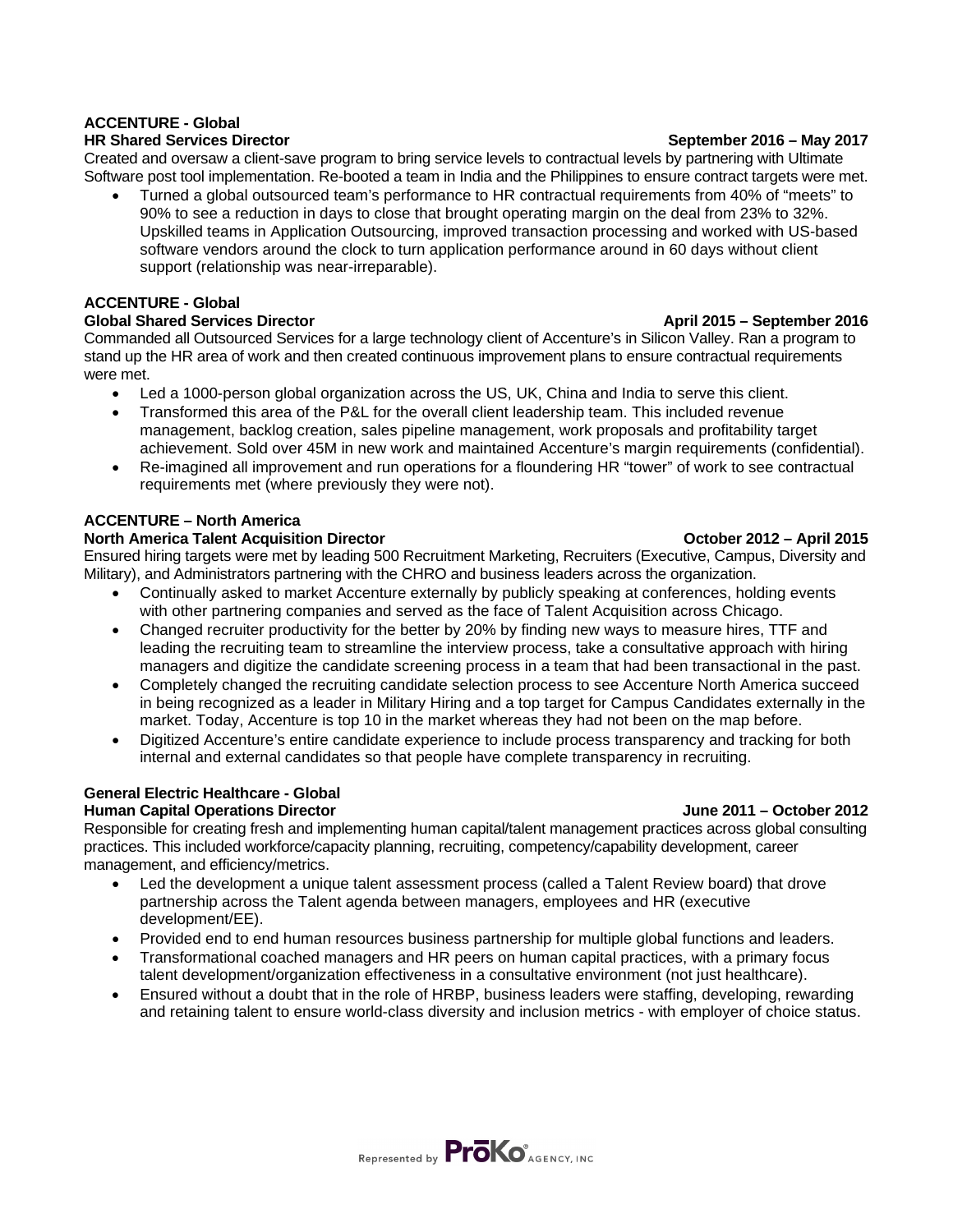**ACCENTURE - Global**
**HR Shared Services Director** **September 2016 – May 2017**

Created and oversaw a client-save program to bring service levels to contractual levels by partnering with Ultimate Software post tool implementation. Re-booted a team in India and the Philippines to ensure contract targets were met.

- Turned a global outsourced team's performance to HR contractual requirements from 40% of "meets" to 90% to see a reduction in days to close that brought operating margin on the deal from 23% to 32%. Upskilled teams in Application Outsourcing, improved transaction processing and worked with US-based software vendors around the clock to turn application performance around in 60 days without client support (relationship was near-irreparable).

**ACCENTURE - Global**
**Global Shared Services Director** **April 2015 – September 2016**

Commanded all Outsourced Services for a large technology client of Accenture's in Silicon Valley. Ran a program to stand up the HR area of work and then created continuous improvement plans to ensure contractual requirements were met.

- Led a 1000-person global organization across the US, UK, China and India to serve this client.
- Transformed this area of the P&L for the overall client leadership team. This included revenue management, backlog creation, sales pipeline management, work proposals and profitability target achievement. Sold over 45M in new work and maintained Accenture's margin requirements (confidential).
- Re-imagined all improvement and run operations for a floundering HR "tower" of work to see contractual requirements met (where previously they were not).

**ACCENTURE – North America**
**North America Talent Acquisition Director** **October 2012 – April 2015**

Ensured hiring targets were met by leading 500 Recruitment Marketing, Recruiters (Executive, Campus, Diversity and Military), and Administrators partnering with the CHRO and business leaders across the organization.

- Continually asked to market Accenture externally by publicly speaking at conferences, holding events with other partnering companies and served as the face of Talent Acquisition across Chicago.
- Changed recruiter productivity for the better by 20% by finding new ways to measure hires, TTF and leading the recruiting team to streamline the interview process, take a consultative approach with hiring managers and digitize the candidate screening process in a team that had been transactional in the past.
- Completely changed the recruiting candidate selection process to see Accenture North America succeed in being recognized as a leader in Military Hiring and a top target for Campus Candidates externally in the market. Today, Accenture is top 10 in the market whereas they had not been on the map before.
- Digitized Accenture's entire candidate experience to include process transparency and tracking for both internal and external candidates so that people have complete transparency in recruiting.

**General Electric Healthcare - Global**
**Human Capital Operations Director** **June 2011 – October 2012**

Responsible for creating fresh and implementing human capital/talent management practices across global consulting practices. This included workforce/capacity planning, recruiting, competency/capability development, career management, and efficiency/metrics.

- Led the development a unique talent assessment process (called a Talent Review board) that drove partnership across the Talent agenda between managers, employees and HR (executive development/EE).
- Provided end to end human resources business partnership for multiple global functions and leaders.
- Transformational coached managers and HR peers on human capital practices, with a primary focus talent development/organization effectiveness in a consultative environment (not just healthcare).
- Ensured without a doubt that in the role of HRBP, business leaders were staffing, developing, rewarding and retaining talent to ensure world-class diversity and inclusion metrics - with employer of choice status.

Represented by PrōKo® AGENCY, INC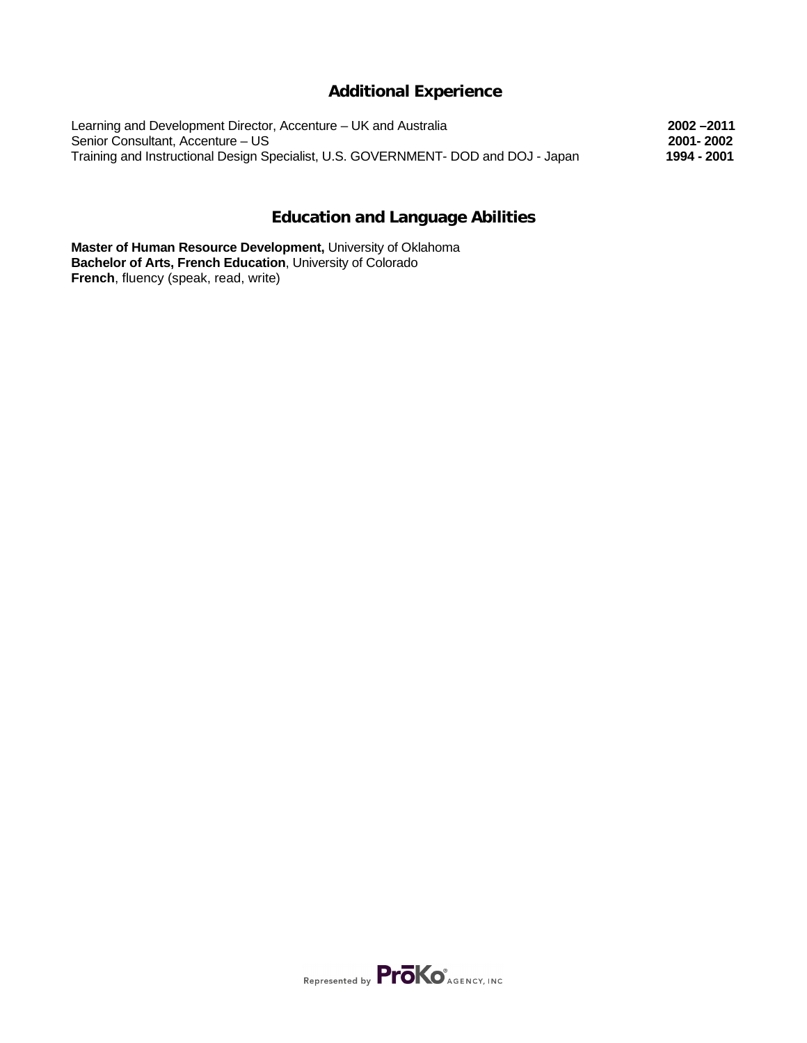## Additional Experience

Learning and Development Director, Accenture – UK and Australia **2002 –2011**
Senior Consultant, Accenture – US **2001- 2002**
Training and Instructional Design Specialist, U.S. GOVERNMENT- DOD and DOJ - Japan **1994 - 2001**

## Education and Language Abilities

**Master of Human Resource Development,** University of Oklahoma
**Bachelor of Arts, French Education**, University of Colorado
**French**, fluency (speak, read, write)

Represented by PrōKo® AGENCY, INC